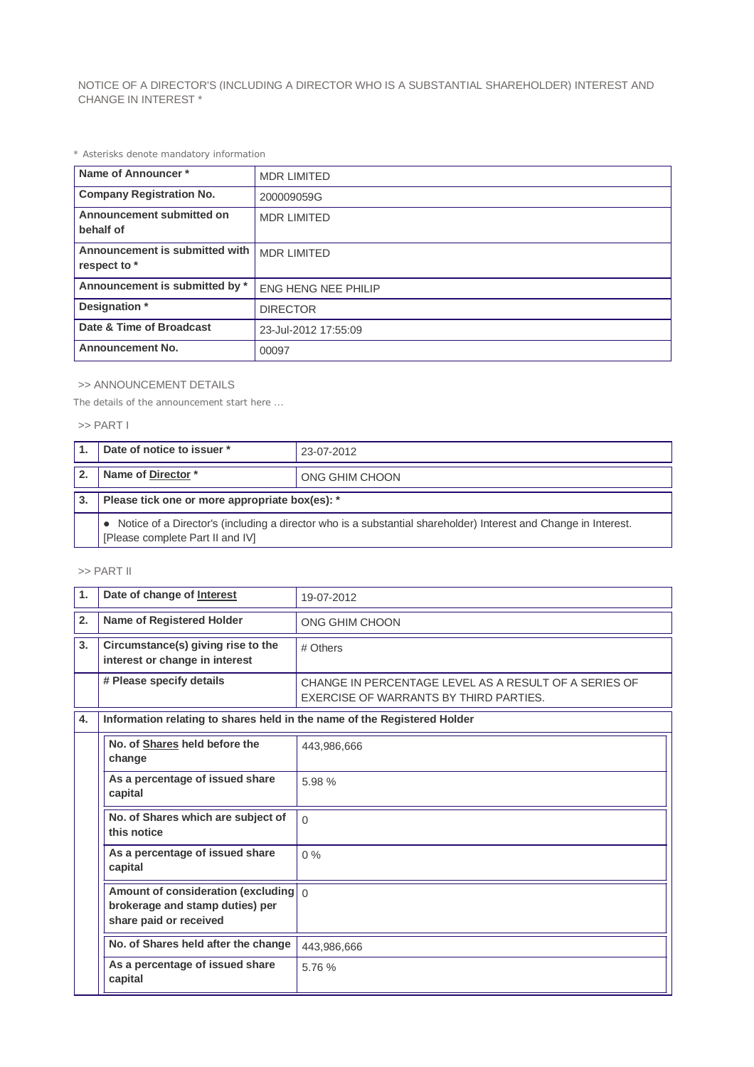NOTICE OF A DIRECTOR'S (INCLUDING A DIRECTOR WHO IS A SUBSTANTIAL SHAREHOLDER) INTEREST AND CHANGE IN INTEREST *

* Asterisks denote mandatory information

| Name of Announcer * | MDR LIMITED |
|---|---|
| Company Registration No. | 200009059G |
| Announcement submitted on behalf of | MDR LIMITED |
| Announcement is submitted with respect to * | MDR LIMITED |
| Announcement is submitted by * | ENG HENG NEE PHILIP |
| Designation * | DIRECTOR |
| Date & Time of Broadcast | 23-Jul-2012 17:55:09 |
| Announcement No. | 00097 |

>> ANNOUNCEMENT DETAILS

The details of the announcement start here ...

>> PART I

| 1. | Date of notice to issuer * | 23-07-2012 |
|---|---|---|
| 2. | Name of Director * | ONG GHIM CHOON |
| 3. | Please tick one or more appropriate box(es): * | |
| | ● Notice of a Director's (including a director who is a substantial shareholder) Interest and Change in Interest. [Please complete Part II and IV] | |

>> PART II

| 1. | Date of change of Interest | 19-07-2012 |
|---|---|---|
| 2. | Name of Registered Holder | ONG GHIM CHOON |
| 3. | Circumstance(s) giving rise to the interest or change in interest | # Others |
| | # Please specify details | CHANGE IN PERCENTAGE LEVEL AS A RESULT OF A SERIES OF EXERCISE OF WARRANTS BY THIRD PARTIES. |
| 4. | Information relating to shares held in the name of the Registered Holder | |
| | No. of Shares held before the change | 443,986,666 |
| | As a percentage of issued share capital | 5.98 % |
| | No. of Shares which are subject of this notice | 0 |
| | As a percentage of issued share capital | 0 % |
| | Amount of consideration (excluding brokerage and stamp duties) per share paid or received | 0 |
| | No. of Shares held after the change | 443,986,666 |
| | As a percentage of issued share capital | 5.76 % |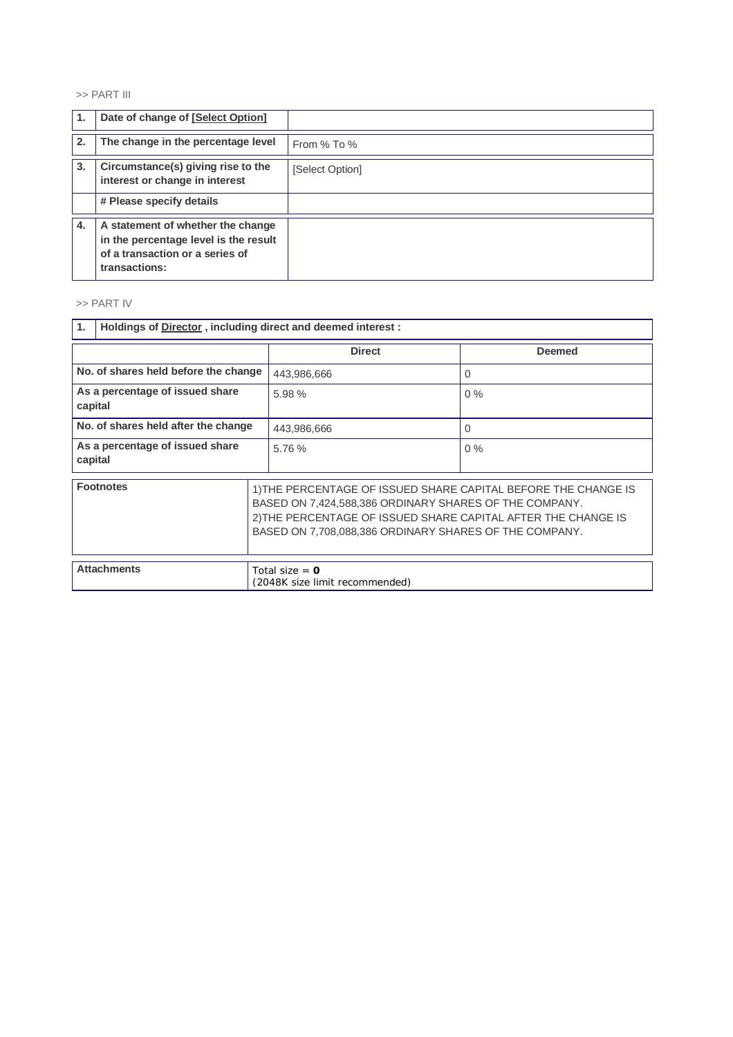>> PART III

| | | |
|---|---|---|
| 1. | Date of change of [Select Option] | |
| 2. | The change in the percentage level | From % To % |
| 3. | Circumstance(s) giving rise to the interest or change in interest | [Select Option] |
| | # Please specify details | |
| 4. | A statement of whether the change in the percentage level is the result of a transaction or a series of transactions: | |

>> PART IV

**1. Holdings of Director , including direct and deemed interest :**

| | Direct | Deemed |
|---|---|---|
| No. of shares held before the change | 443,986,666 | 0 |
| As a percentage of issued share capital | 5.98 % | 0 % |
| No. of shares held after the change | 443,986,666 | 0 |
| As a percentage of issued share capital | 5.76 % | 0 % |

| | |
|---|---|
| Footnotes | 1)THE PERCENTAGE OF ISSUED SHARE CAPITAL BEFORE THE CHANGE IS BASED ON 7,424,588,386 ORDINARY SHARES OF THE COMPANY.<br>2)THE PERCENTAGE OF ISSUED SHARE CAPITAL AFTER THE CHANGE IS BASED ON 7,708,088,386 ORDINARY SHARES OF THE COMPANY. |
| Attachments | Total size = **0**<br>(2048K size limit recommended) |